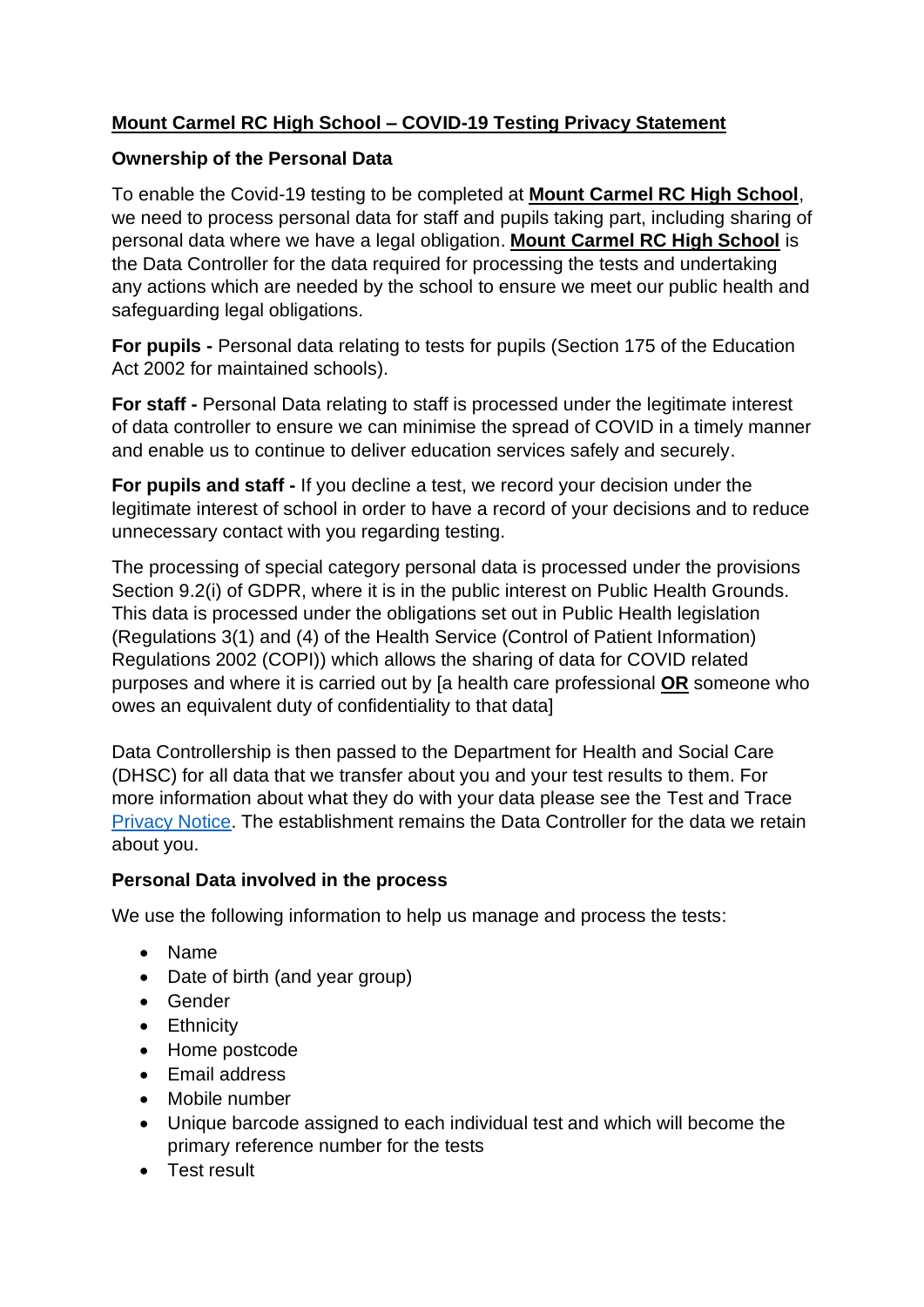# Mount Carmel RC High School – COVID-19 Testing Privacy Statement

## Ownership of the Personal Data

To enable the Covid-19 testing to be completed at **Mount Carmel RC High School**, we need to process personal data for staff and pupils taking part, including sharing of personal data where we have a legal obligation. **Mount Carmel RC High School** is the Data Controller for the data required for processing the tests and undertaking any actions which are needed by the school to ensure we meet our public health and safeguarding legal obligations.

**For pupils -** Personal data relating to tests for pupils (Section 175 of the Education Act 2002 for maintained schools).

**For staff -** Personal Data relating to staff is processed under the legitimate interest of data controller to ensure we can minimise the spread of COVID in a timely manner and enable us to continue to deliver education services safely and securely.

**For pupils and staff -** If you decline a test, we record your decision under the legitimate interest of school in order to have a record of your decisions and to reduce unnecessary contact with you regarding testing.

The processing of special category personal data is processed under the provisions Section 9.2(i) of GDPR, where it is in the public interest on Public Health Grounds. This data is processed under the obligations set out in Public Health legislation (Regulations 3(1) and (4) of the Health Service (Control of Patient Information) Regulations 2002 (COPI)) which allows the sharing of data for COVID related purposes and where it is carried out by [a health care professional **OR** someone who owes an equivalent duty of confidentiality to that data]

Data Controllership is then passed to the Department for Health and Social Care (DHSC) for all data that we transfer about you and your test results to them. For more information about what they do with your data please see the Test and Trace Privacy Notice. The establishment remains the Data Controller for the data we retain about you.

## Personal Data involved in the process

We use the following information to help us manage and process the tests:

- Name
- Date of birth (and year group)
- Gender
- Ethnicity
- Home postcode
- Email address
- Mobile number
- Unique barcode assigned to each individual test and which will become the primary reference number for the tests
- Test result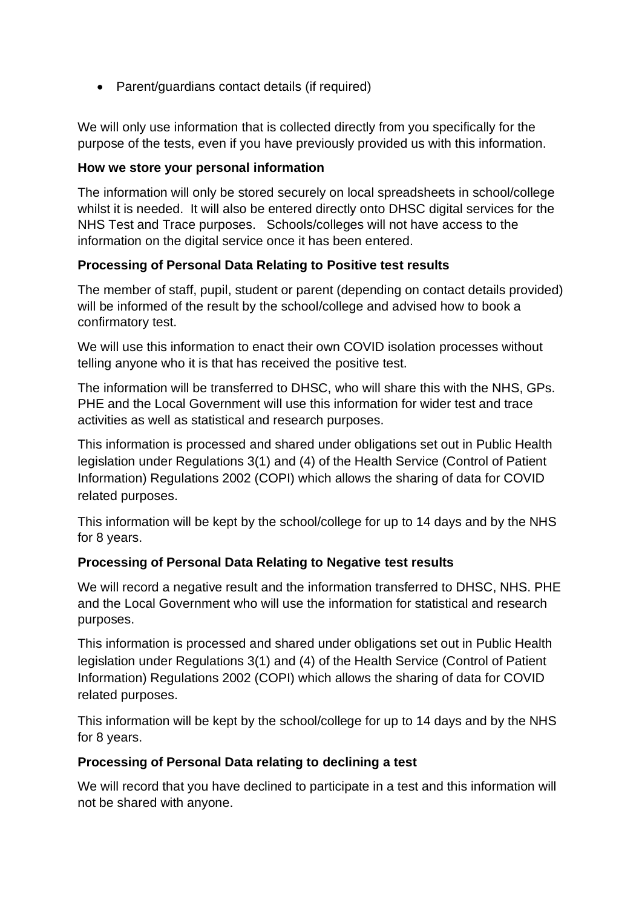- Parent/guardians contact details (if required)

We will only use information that is collected directly from you specifically for the purpose of the tests, even if you have previously provided us with this information.

**How we store your personal information**

The information will only be stored securely on local spreadsheets in school/college whilst it is needed. It will also be entered directly onto DHSC digital services for the NHS Test and Trace purposes. Schools/colleges will not have access to the information on the digital service once it has been entered.

**Processing of Personal Data Relating to Positive test results**

The member of staff, pupil, student or parent (depending on contact details provided) will be informed of the result by the school/college and advised how to book a confirmatory test.

We will use this information to enact their own COVID isolation processes without telling anyone who it is that has received the positive test.

The information will be transferred to DHSC, who will share this with the NHS, GPs. PHE and the Local Government will use this information for wider test and trace activities as well as statistical and research purposes.

This information is processed and shared under obligations set out in Public Health legislation under Regulations 3(1) and (4) of the Health Service (Control of Patient Information) Regulations 2002 (COPI) which allows the sharing of data for COVID related purposes.

This information will be kept by the school/college for up to 14 days and by the NHS for 8 years.

**Processing of Personal Data Relating to Negative test results**

We will record a negative result and the information transferred to DHSC, NHS. PHE and the Local Government who will use the information for statistical and research purposes.

This information is processed and shared under obligations set out in Public Health legislation under Regulations 3(1) and (4) of the Health Service (Control of Patient Information) Regulations 2002 (COPI) which allows the sharing of data for COVID related purposes.

This information will be kept by the school/college for up to 14 days and by the NHS for 8 years.

**Processing of Personal Data relating to declining a test**

We will record that you have declined to participate in a test and this information will not be shared with anyone.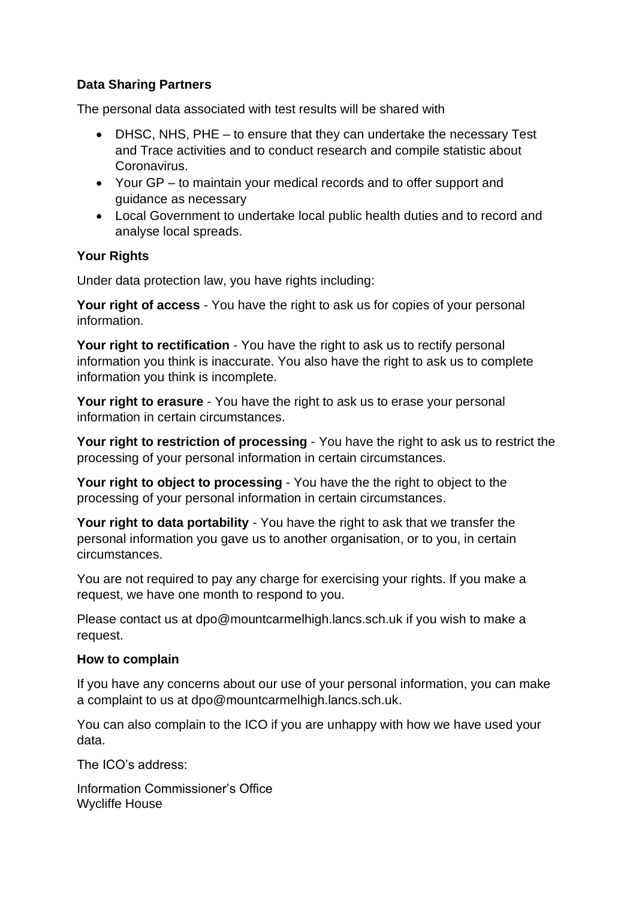**Data Sharing Partners**

The personal data associated with test results will be shared with

- DHSC, NHS, PHE – to ensure that they can undertake the necessary Test and Trace activities and to conduct research and compile statistic about Coronavirus.
- Your GP – to maintain your medical records and to offer support and guidance as necessary
- Local Government to undertake local public health duties and to record and analyse local spreads.

**Your Rights**

Under data protection law, you have rights including:

**Your right of access** - You have the right to ask us for copies of your personal information.

**Your right to rectification** - You have the right to ask us to rectify personal information you think is inaccurate. You also have the right to ask us to complete information you think is incomplete.

**Your right to erasure** - You have the right to ask us to erase your personal information in certain circumstances.

**Your right to restriction of processing** - You have the right to ask us to restrict the processing of your personal information in certain circumstances.

**Your right to object to processing** - You have the the right to object to the processing of your personal information in certain circumstances.

**Your right to data portability** - You have the right to ask that we transfer the personal information you gave us to another organisation, or to you, in certain circumstances.

You are not required to pay any charge for exercising your rights. If you make a request, we have one month to respond to you.

Please contact us at dpo@mountcarmelhigh.lancs.sch.uk if you wish to make a request.

**How to complain**

If you have any concerns about our use of your personal information, you can make a complaint to us at dpo@mountcarmelhigh.lancs.sch.uk.

You can also complain to the ICO if you are unhappy with how we have used your data.

The ICO's address:

Information Commissioner's Office
Wycliffe House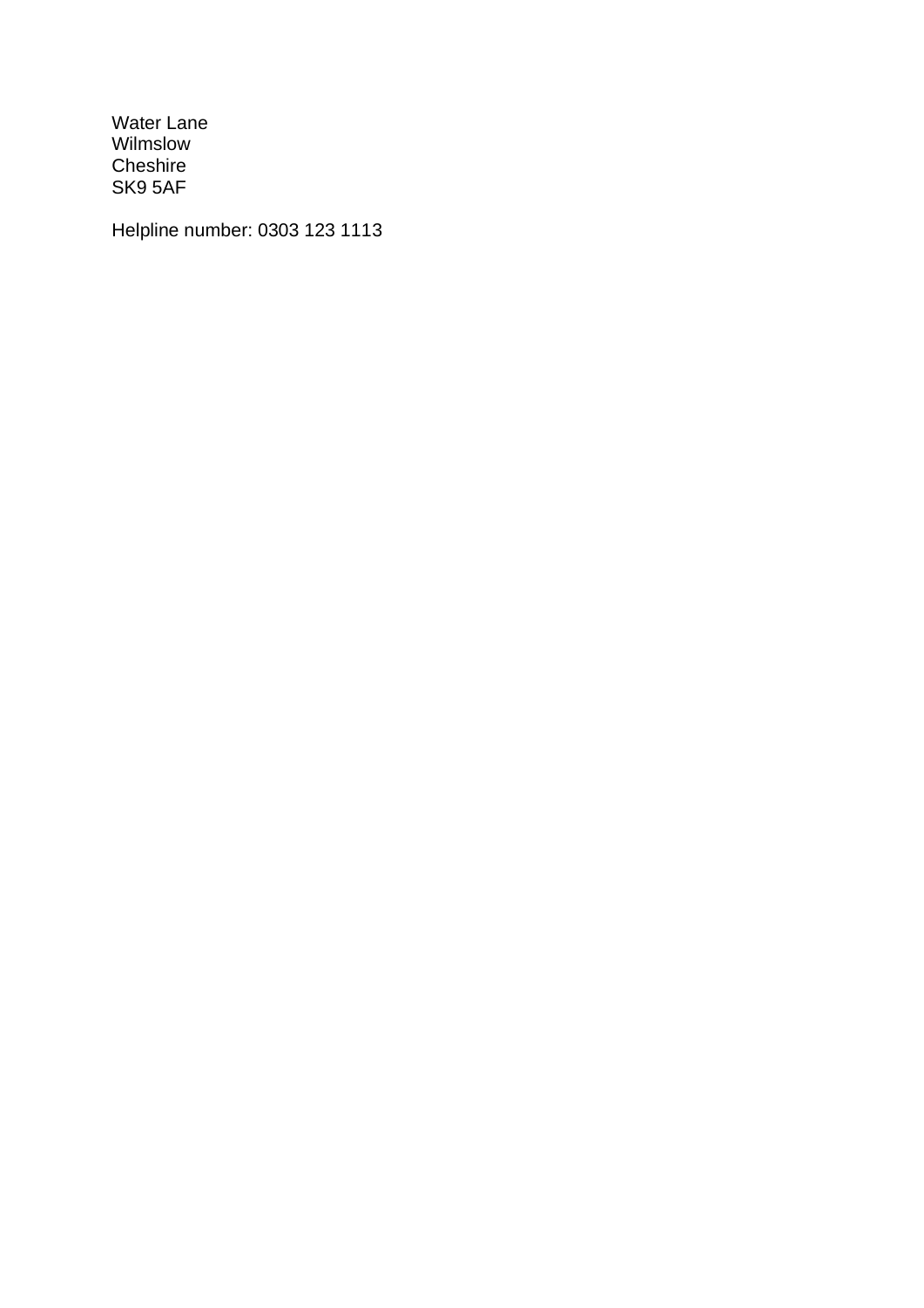Water Lane
Wilmslow
Cheshire
SK9 5AF

Helpline number: 0303 123 1113